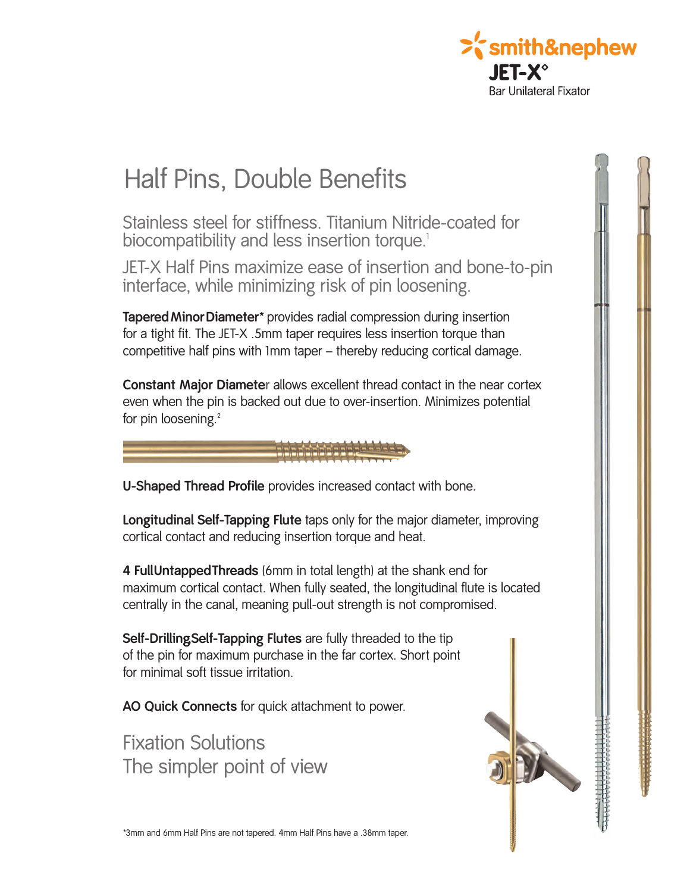smith&nephew

JET-X°
Bar Unilateral Fixator

# Half Pins, Double Benefits

## Stainless steel for stiffness. Titanium Nitride-coated for biocompatibility and less insertion torque.[1]

## JET-X Half Pins maximize ease of insertion and bone-to-pin interface, while minimizing risk of pin loosening.

**Tapered Minor Diameter*** provides radial compression during insertion for a tight fit. The JET-X .5mm taper requires less insertion torque than competitive half pins with 1mm taper – thereby reducing cortical damage.

**Constant Major Diameter** allows excellent thread contact in the near cortex even when the pin is backed out due to over-insertion. Minimizes potential for pin loosening.[2]

**U-Shaped Thread Profile** provides increased contact with bone.

**Longitudinal Self-Tapping Flute** taps only for the major diameter, improving cortical contact and reducing insertion torque and heat.

**4 Full Untapped Threads** (6mm in total length) at the shank end for maximum cortical contact. When fully seated, the longitudinal flute is located centrally in the canal, meaning pull-out strength is not compromised.

**Self-Drilling Self-Tapping Flutes** are fully threaded to the tip of the pin for maximum purchase in the far cortex. Short point for minimal soft tissue irritation.

**AO Quick Connects** for quick attachment to power.

## Fixation Solutions
## The simpler point of view

*3mm and 6mm Half Pins are not tapered. 4mm Half Pins have a .38mm taper.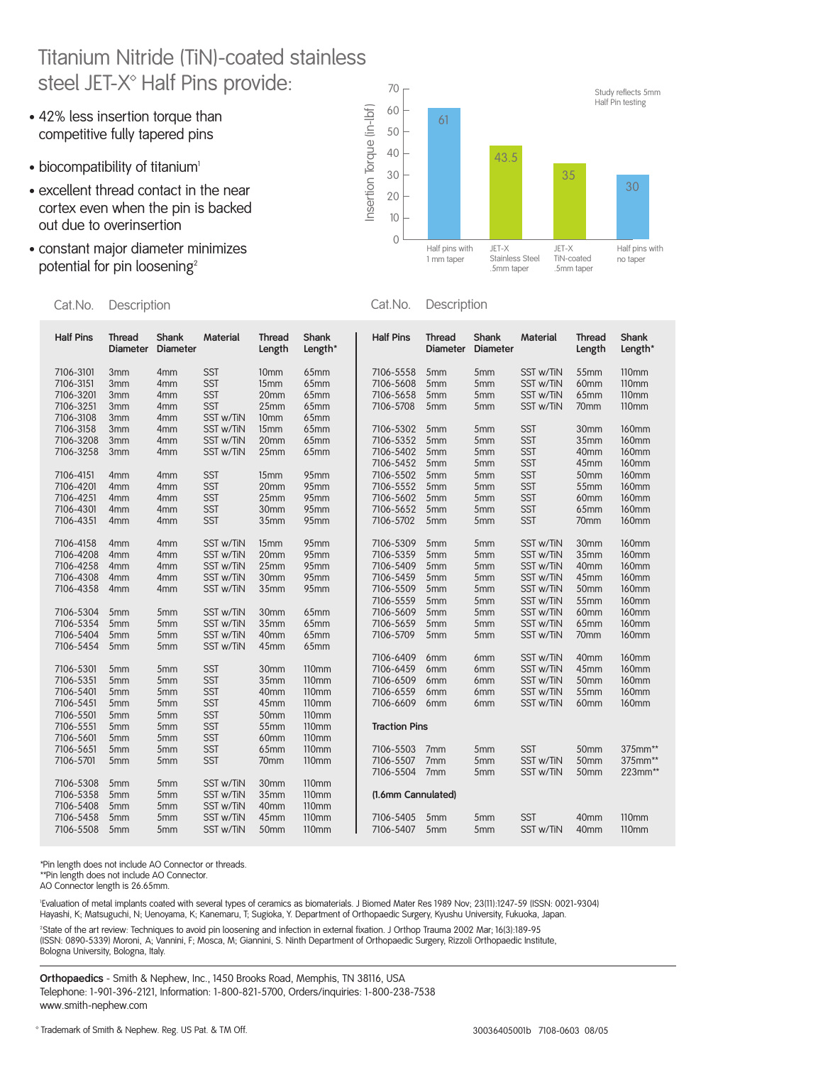# Titanium Nitride (TiN)-coated stainless steel JET-X° Half Pins provide:

- 42% less insertion torque than competitive fully tapered pins
- biocompatibility of titanium[1]
- excellent thread contact in the near cortex even when the pin is backed out due to overinsertion
- constant major diameter minimizes potential for pin loosening[2]

Insertion Torque (in-lbf)

70
60
50
40
30
20
10
0

61
43.5
35
30

Half pins with 1 mm taper
JET-X Stainless Steel .5mm taper
JET-X TiN-coated .5mm taper
Half pins with no taper

Study reflects 5mm Half Pin testing

Cat.No. Description

| Half Pins | Thread Diameter | Shank Diameter | Material | Thread Length | Shank Length* |
|---|---|---|---|---|---|
| 7106-3101 | 3mm | 4mm | SST | 10mm | 65mm |
| 7106-3151 | 3mm | 4mm | SST | 15mm | 65mm |
| 7106-3201 | 3mm | 4mm | SST | 20mm | 65mm |
| 7106-3251 | 3mm | 4mm | SST | 25mm | 65mm |
| 7106-3108 | 3mm | 4mm | SST w/TiN | 10mm | 65mm |
| 7106-3158 | 3mm | 4mm | SST w/TiN | 15mm | 65mm |
| 7106-3208 | 3mm | 4mm | SST w/TiN | 20mm | 65mm |
| 7106-3258 | 3mm | 4mm | SST w/TiN | 25mm | 65mm |
| 7106-4151 | 4mm | 4mm | SST | 15mm | 95mm |
| 7106-4201 | 4mm | 4mm | SST | 20mm | 95mm |
| 7106-4251 | 4mm | 4mm | SST | 25mm | 95mm |
| 7106-4301 | 4mm | 4mm | SST | 30mm | 95mm |
| 7106-4351 | 4mm | 4mm | SST | 35mm | 95mm |
| 7106-4158 | 4mm | 4mm | SST w/TiN | 15mm | 95mm |
| 7106-4208 | 4mm | 4mm | SST w/TiN | 20mm | 95mm |
| 7106-4258 | 4mm | 4mm | SST w/TiN | 25mm | 95mm |
| 7106-4308 | 4mm | 4mm | SST w/TiN | 30mm | 95mm |
| 7106-4358 | 4mm | 4mm | SST w/TiN | 35mm | 95mm |
| 7106-5304 | 5mm | 5mm | SST w/TiN | 30mm | 65mm |
| 7106-5354 | 5mm | 5mm | SST w/TiN | 35mm | 65mm |
| 7106-5404 | 5mm | 5mm | SST w/TiN | 40mm | 65mm |
| 7106-5454 | 5mm | 5mm | SST w/TiN | 45mm | 65mm |
| 7106-5301 | 5mm | 5mm | SST | 30mm | 110mm |
| 7106-5351 | 5mm | 5mm | SST | 35mm | 110mm |
| 7106-5401 | 5mm | 5mm | SST | 40mm | 110mm |
| 7106-5451 | 5mm | 5mm | SST | 45mm | 110mm |
| 7106-5501 | 5mm | 5mm | SST | 50mm | 110mm |
| 7106-5551 | 5mm | 5mm | SST | 55mm | 110mm |
| 7106-5601 | 5mm | 5mm | SST | 60mm | 110mm |
| 7106-5651 | 5mm | 5mm | SST | 65mm | 110mm |
| 7106-5701 | 5mm | 5mm | SST | 70mm | 110mm |
| 7106-5308 | 5mm | 5mm | SST w/TiN | 30mm | 110mm |
| 7106-5358 | 5mm | 5mm | SST w/TiN | 35mm | 110mm |
| 7106-5408 | 5mm | 5mm | SST w/TiN | 40mm | 110mm |
| 7106-5458 | 5mm | 5mm | SST w/TiN | 45mm | 110mm |
| 7106-5508 | 5mm | 5mm | SST w/TiN | 50mm | 110mm |

Cat.No. Description

| Half Pins | Thread Diameter | Shank Diameter | Material | Thread Length | Shank Length* |
|---|---|---|---|---|---|
| 7106-5558 | 5mm | 5mm | SST w/TiN | 55mm | 110mm |
| 7106-5608 | 5mm | 5mm | SST w/TiN | 60mm | 110mm |
| 7106-5658 | 5mm | 5mm | SST w/TiN | 65mm | 110mm |
| 7106-5708 | 5mm | 5mm | SST w/TiN | 70mm | 110mm |
| 7106-5302 | 5mm | 5mm | SST | 30mm | 160mm |
| 7106-5352 | 5mm | 5mm | SST | 35mm | 160mm |
| 7106-5402 | 5mm | 5mm | SST | 40mm | 160mm |
| 7106-5452 | 5mm | 5mm | SST | 45mm | 160mm |
| 7106-5502 | 5mm | 5mm | SST | 50mm | 160mm |
| 7106-5552 | 5mm | 5mm | SST | 55mm | 160mm |
| 7106-5602 | 5mm | 5mm | SST | 60mm | 160mm |
| 7106-5652 | 5mm | 5mm | SST | 65mm | 160mm |
| 7106-5702 | 5mm | 5mm | SST | 70mm | 160mm |
| 7106-5309 | 5mm | 5mm | SST w/TiN | 30mm | 160mm |
| 7106-5359 | 5mm | 5mm | SST w/TiN | 35mm | 160mm |
| 7106-5409 | 5mm | 5mm | SST w/TiN | 40mm | 160mm |
| 7106-5459 | 5mm | 5mm | SST w/TiN | 45mm | 160mm |
| 7106-5509 | 5mm | 5mm | SST w/TiN | 50mm | 160mm |
| 7106-5559 | 5mm | 5mm | SST w/TiN | 55mm | 160mm |
| 7106-5609 | 5mm | 5mm | SST w/TiN | 60mm | 160mm |
| 7106-5659 | 5mm | 5mm | SST w/TiN | 65mm | 160mm |
| 7106-5709 | 5mm | 5mm | SST w/TiN | 70mm | 160mm |
| 7106-6409 | 6mm | 6mm | SST w/TiN | 40mm | 160mm |
| 7106-6459 | 6mm | 6mm | SST w/TiN | 45mm | 160mm |
| 7106-6509 | 6mm | 6mm | SST w/TiN | 50mm | 160mm |
| 7106-6559 | 6mm | 6mm | SST w/TiN | 55mm | 160mm |
| 7106-6609 | 6mm | 6mm | SST w/TiN | 60mm | 160mm |
| **Traction Pins** | | | | | |
| 7106-5503 | 7mm | 5mm | SST | 50mm | 375mm** |
| 7106-5507 | 7mm | 5mm | SST w/TiN | 50mm | 375mm** |
| 7106-5504 | 7mm | 5mm | SST w/TiN | 50mm | 223mm** |
| **(1.6mm Cannulated)** | | | | | |
| 7106-5405 | 5mm | 5mm | SST | 40mm | 110mm |
| 7106-5407 | 5mm | 5mm | SST w/TiN | 40mm | 110mm |

*Pin length does not include AO Connector or threads.
**Pin length does not include AO Connector.
AO Connector length is 26.65mm.

[1]Evaluation of metal implants coated with several types of ceramics as biomaterials. J Biomed Mater Res 1989 Nov; 23(11):1247-59 (ISSN: 0021-9304) Hayashi, K; Matsuguchi, N; Uenoyama, K; Kanemaru, T; Sugioka, Y. Department of Orthopaedic Surgery, Kyushu University, Fukuoka, Japan.

[2]State of the art review: Techniques to avoid pin loosening and infection in external fixation. J Orthop Trauma 2002 Mar; 16(3):189-95 (ISSN: 0890-5339) Moroni, A; Vannini, F; Mosca, M; Giannini, S. Ninth Department of Orthopaedic Surgery, Rizzoli Orthopaedic Institute, Bologna University, Bologna, Italy.

**Orthopaedics** - Smith & Nephew, Inc., 1450 Brooks Road, Memphis, TN 38116, USA
Telephone: 1-901-396-2121, Information: 1-800-821-5700, Orders/inquiries: 1-800-238-7538
www.smith-nephew.com

° Trademark of Smith & Nephew. Reg. US Pat. & TM Off.

30036405001b 7108-0603 08/05